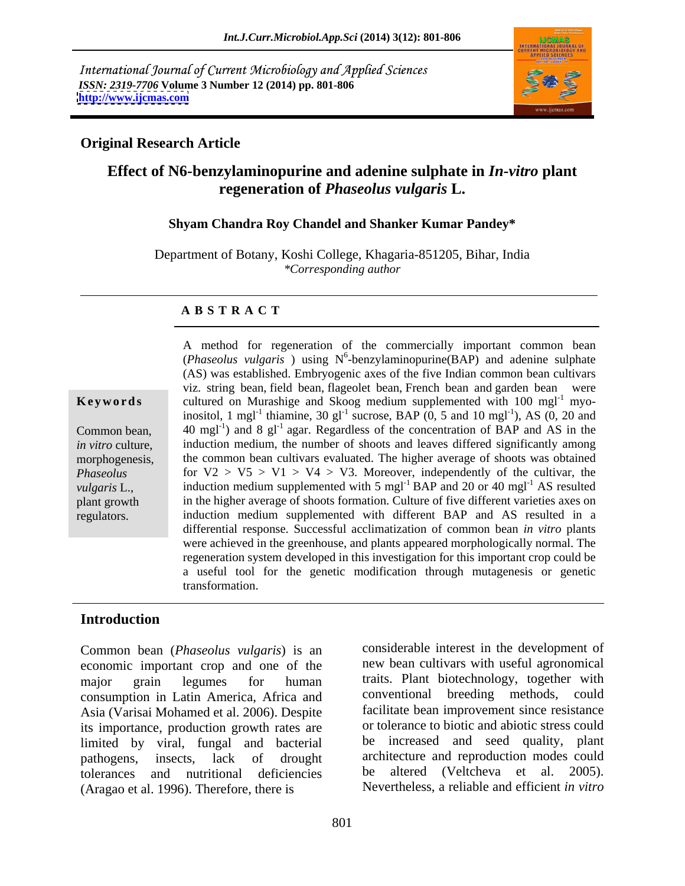International Journal of Current Microbiology and Applied Sciences
*ISSN: 2319-7706* **Volume 3 Number 12 (2014) pp. 801-806**
**http://www.ijcmas.com**

**Original Research Article**

# Effect of N6-benzylaminopurine and adenine sulphate in *In-vitro* plant regeneration of *Phaseolus vulgaris* L.

**Shyam Chandra Roy Chandel and Shanker Kumar Pandey***

Department of Botany, Koshi College, Khagaria-851205, Bihar, India
*\*Corresponding author*

## ABSTRACT

A method for regeneration of the commercially important common bean (*Phaseolus vulgaris* ) using $N^6$-benzylaminopurine(BAP) and adenine sulphate (AS) was established. Embryogenic axes of the five Indian common bean cultivars viz. string bean, field bean, flageolet bean, French bean and garden bean were cultured on Murashige and Skoog medium supplemented with 100 $mgl^{-1}$ myo-inositol, 1 $mgl^{-1}$ thiamine, 30 $gl^{-1}$ sucrose, BAP (0, 5 and 10 $mgl^{-1}$), AS (0, 20 and 40 $mgl^{-1}$) and 8 $gl^{-1}$ agar. Regardless of the concentration of BAP and AS in the induction medium, the number of shoots and leaves differed significantly among the common bean cultivars evaluated. The higher average of shoots was obtained for V2 > V5 > V1 > V4 > V3. Moreover, independently of the cultivar, the induction medium supplemented with 5 $mgl^{-1}$ BAP and 20 or 40 $mgl^{-1}$ AS resulted in the higher average of shoots formation. Culture of five different varieties axes on induction medium supplemented with different BAP and AS resulted in a differential response. Successful acclimatization of common bean *in vitro* plants were achieved in the greenhouse, and plants appeared morphologically normal. The regeneration system developed in this investigation for this important crop could be a useful tool for the genetic modification through mutagenesis or genetic transformation.

**Keywords**

Common bean, *in vitro* culture, morphogenesis, *Phaseolus vulgaris* L., plant growth regulators.

## Introduction

Common bean (*Phaseolus vulgaris*) is an economic important crop and one of the major grain legumes for human consumption in Latin America, Africa and Asia (Varisai Mohamed et al. 2006). Despite its importance, production growth rates are limited by viral, fungal and bacterial pathogens, insects, lack of drought tolerances and nutritional deficiencies (Aragao et al. 1996). Therefore, there is considerable interest in the development of new bean cultivars with useful agronomical traits. Plant biotechnology, together with conventional breeding methods, could facilitate bean improvement since resistance or tolerance to biotic and abiotic stress could be increased and seed quality, plant architecture and reproduction modes could be altered (Veltcheva et al. 2005). Nevertheless, a reliable and efficient *in vitro*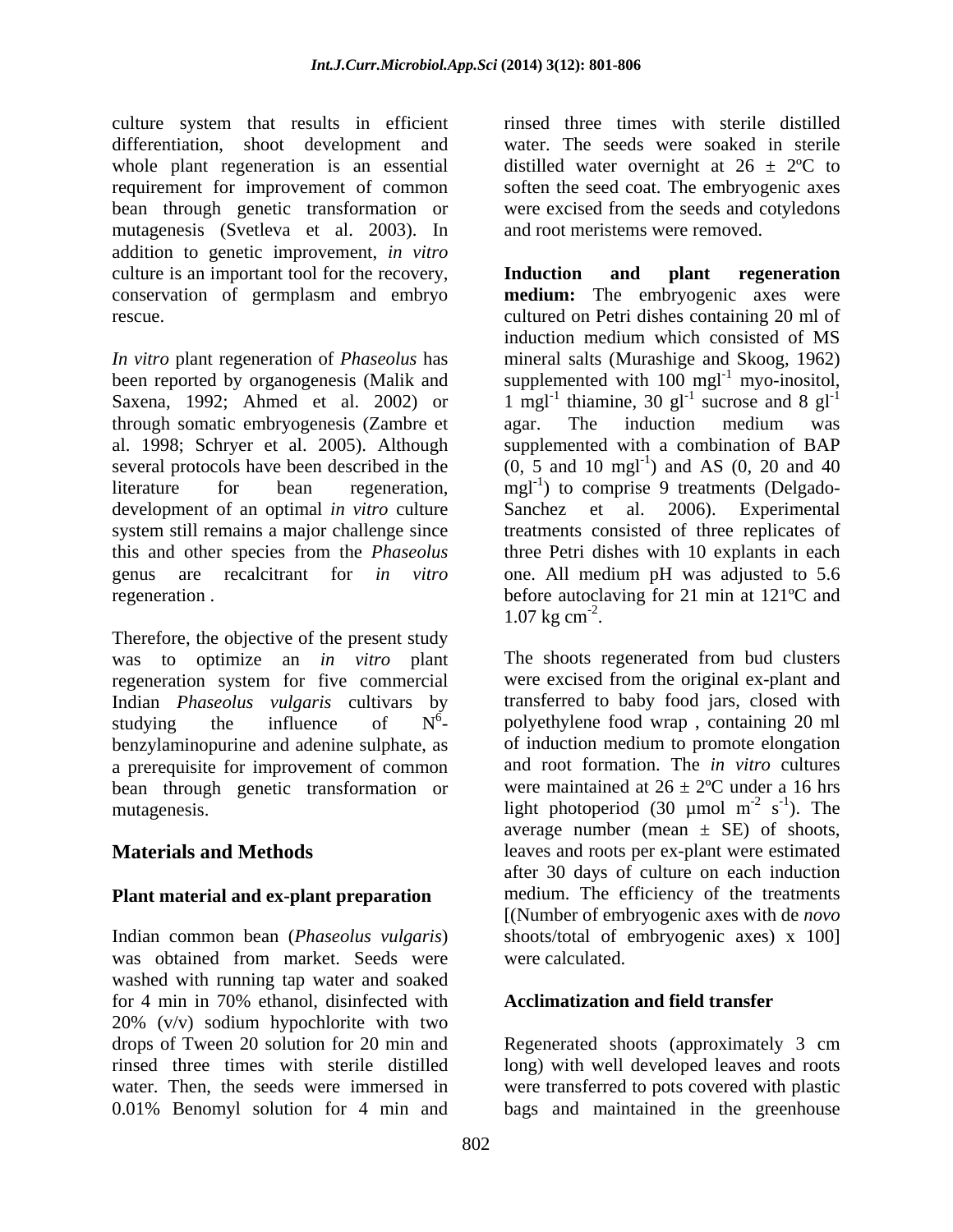culture system that results in efficient differentiation, shoot development and whole plant regeneration is an essential requirement for improvement of common bean through genetic transformation or mutagenesis (Svetleva et al. 2003). In addition to genetic improvement, *in vitro* culture is an important tool for the recovery, conservation of germplasm and embryo rescue.

*In vitro* plant regeneration of *Phaseolus* has been reported by organogenesis (Malik and Saxena, 1992; Ahmed et al. 2002) or through somatic embryogenesis (Zambre et al. 1998; Schryer et al. 2005). Although several protocols have been described in the literature for bean regeneration, development of an optimal *in vitro* culture system still remains a major challenge since this and other species from the *Phaseolus* genus are recalcitrant for *in vitro* regeneration .

Therefore, the objective of the present study was to optimize an *in vitro* plant regeneration system for five commercial Indian *Phaseolus vulgaris* cultivars by studying the influence of $N^6$-benzylaminopurine and adenine sulphate, as a prerequisite for improvement of common bean through genetic transformation or mutagenesis.

## Materials and Methods

### Plant material and ex-plant preparation

Indian common bean (*Phaseolus vulgaris*) was obtained from market. Seeds were washed with running tap water and soaked for 4 min in 70% ethanol, disinfected with 20% (v/v) sodium hypochlorite with two drops of Tween 20 solution for 20 min and rinsed three times with sterile distilled water. Then, the seeds were immersed in 0.01% Benomyl solution for 4 min and rinsed three times with sterile distilled water. The seeds were soaked in sterile distilled water overnight at 26 ± 2ºC to soften the seed coat. The embryogenic axes were excised from the seeds and cotyledons and root meristems were removed.

**Induction and plant regeneration medium:** The embryogenic axes were cultured on Petri dishes containing 20 ml of induction medium which consisted of MS mineral salts (Murashige and Skoog, 1962) supplemented with 100 $mgl^{-1}$ myo-inositol, 1 $mgl^{-1}$ thiamine, 30 $gl^{-1}$ sucrose and 8 $gl^{-1}$ agar. The induction medium was supplemented with a combination of BAP (0, 5 and 10 $mgl^{-1}$) and AS (0, 20 and 40 $mgl^{-1}$) to comprise 9 treatments (Delgado-Sanchez et al. 2006). Experimental treatments consisted of three replicates of three Petri dishes with 10 explants in each one. All medium pH was adjusted to 5.6 before autoclaving for 21 min at 121ºC and 1.07 kg $cm^{-2}$.

The shoots regenerated from bud clusters were excised from the original ex-plant and transferred to baby food jars, closed with polyethylene food wrap , containing 20 ml of induction medium to promote elongation and root formation. The *in vitro* cultures were maintained at 26 ± 2ºC under a 16 hrs light photoperiod (30 µmol $m^{-2}$ $s^{-1}$). The average number (mean ± SE) of shoots, leaves and roots per ex-plant were estimated after 30 days of culture on each induction medium. The efficiency of the treatments [(Number of embryogenic axes with de *novo* shoots/total of embryogenic axes) x 100] were calculated.

### Acclimatization and field transfer

Regenerated shoots (approximately 3 cm long) with well developed leaves and roots were transferred to pots covered with plastic bags and maintained in the greenhouse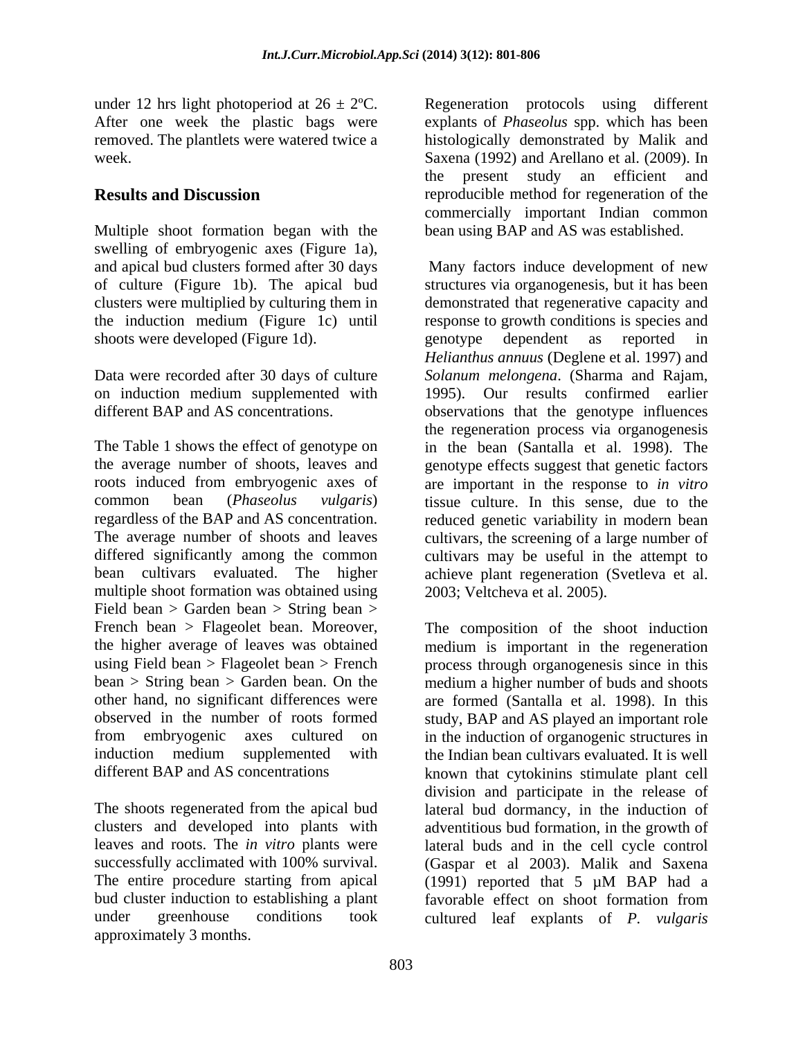under 12 hrs light photoperiod at 26 ± 2ºC. After one week the plastic bags were removed. The plantlets were watered twice a week.

## Results and Discussion

Multiple shoot formation began with the swelling of embryogenic axes (Figure 1a), and apical bud clusters formed after 30 days of culture (Figure 1b). The apical bud clusters were multiplied by culturing them in the induction medium (Figure 1c) until shoots were developed (Figure 1d).

Data were recorded after 30 days of culture on induction medium supplemented with different BAP and AS concentrations.

The Table 1 shows the effect of genotype on the average number of shoots, leaves and roots induced from embryogenic axes of common bean (*Phaseolus vulgaris*) regardless of the BAP and AS concentration. The average number of shoots and leaves differed significantly among the common bean cultivars evaluated. The higher multiple shoot formation was obtained using Field bean > Garden bean > String bean > French bean > Flageolet bean. Moreover, the higher average of leaves was obtained using Field bean > Flageolet bean > French bean > String bean > Garden bean. On the other hand, no significant differences were observed in the number of roots formed from embryogenic axes cultured on induction medium supplemented with different BAP and AS concentrations

The shoots regenerated from the apical bud clusters and developed into plants with leaves and roots. The *in vitro* plants were successfully acclimated with 100% survival. The entire procedure starting from apical bud cluster induction to establishing a plant under greenhouse conditions took approximately 3 months.

Regeneration protocols using different explants of *Phaseolus* spp. which has been histologically demonstrated by Malik and Saxena (1992) and Arellano et al. (2009). In the present study an efficient and reproducible method for regeneration of the commercially important Indian common bean using BAP and AS was established.

Many factors induce development of new structures via organogenesis, but it has been demonstrated that regenerative capacity and response to growth conditions is species and genotype dependent as reported in *Helianthus annuus* (Deglene et al. 1997) and *Solanum melongena*. (Sharma and Rajam, 1995). Our results confirmed earlier observations that the genotype influences the regeneration process via organogenesis in the bean (Santalla et al. 1998). The genotype effects suggest that genetic factors are important in the response to *in vitro* tissue culture. In this sense, due to the reduced genetic variability in modern bean cultivars, the screening of a large number of cultivars may be useful in the attempt to achieve plant regeneration (Svetleva et al. 2003; Veltcheva et al. 2005).

The composition of the shoot induction medium is important in the regeneration process through organogenesis since in this medium a higher number of buds and shoots are formed (Santalla et al. 1998). In this study, BAP and AS played an important role in the induction of organogenic structures in the Indian bean cultivars evaluated. It is well known that cytokinins stimulate plant cell division and participate in the release of lateral bud dormancy, in the induction of adventitious bud formation, in the growth of lateral buds and in the cell cycle control (Gaspar et al 2003). Malik and Saxena (1991) reported that 5 µM BAP had a favorable effect on shoot formation from cultured leaf explants of *P. vulgaris*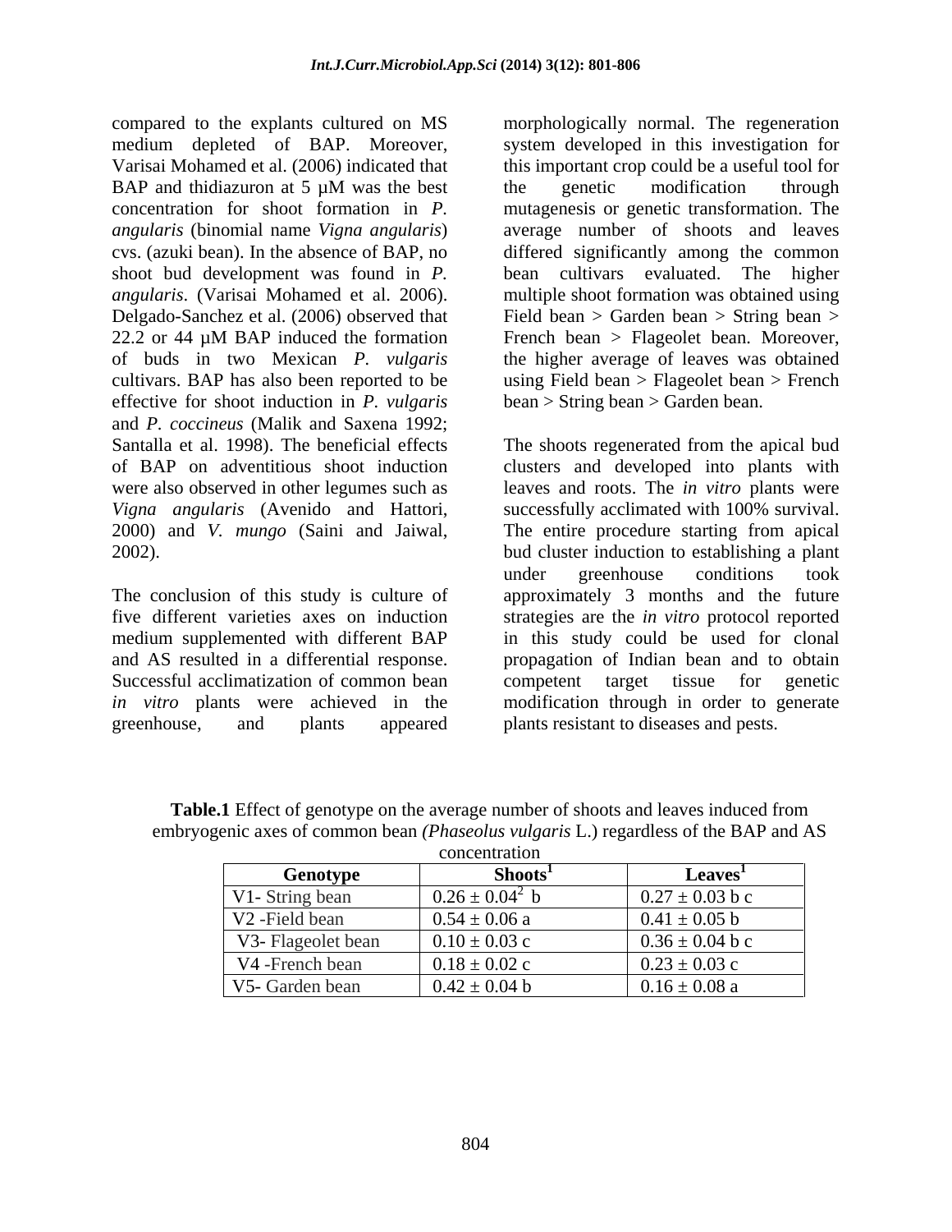compared to the explants cultured on MS medium depleted of BAP. Moreover, Varisai Mohamed et al. (2006) indicated that BAP and thidiazuron at 5 µM was the best concentration for shoot formation in *P. angularis* (binomial name *Vigna angularis*) cvs. (azuki bean). In the absence of BAP, no shoot bud development was found in *P. angularis*. (Varisai Mohamed et al. 2006). Delgado-Sanchez et al. (2006) observed that 22.2 or 44 µM BAP induced the formation of buds in two Mexican *P. vulgaris* cultivars. BAP has also been reported to be effective for shoot induction in *P. vulgaris* and *P. coccineus* (Malik and Saxena 1992; Santalla et al. 1998). The beneficial effects of BAP on adventitious shoot induction were also observed in other legumes such as *Vigna angularis* (Avenido and Hattori, 2000) and *V. mungo* (Saini and Jaiwal, 2002).

The conclusion of this study is culture of five different varieties axes on induction medium supplemented with different BAP and AS resulted in a differential response. Successful acclimatization of common bean *in vitro* plants were achieved in the greenhouse, and plants appeared morphologically normal. The regeneration system developed in this investigation for this important crop could be a useful tool for the genetic modification through mutagenesis or genetic transformation. The average number of shoots and leaves differed significantly among the common bean cultivars evaluated. The higher multiple shoot formation was obtained using Field bean > Garden bean > String bean > French bean > Flageolet bean. Moreover, the higher average of leaves was obtained using Field bean > Flageolet bean > French bean > String bean > Garden bean.

The shoots regenerated from the apical bud clusters and developed into plants with leaves and roots. The *in vitro* plants were successfully acclimated with 100% survival. The entire procedure starting from apical bud cluster induction to establishing a plant under greenhouse conditions took approximately 3 months and the future strategies are the *in vitro* protocol reported in this study could be used for clonal propagation of Indian bean and to obtain competent target tissue for genetic modification through in order to generate plants resistant to diseases and pests.

**Table.1** Effect of genotype on the average number of shoots and leaves induced from embryogenic axes of common bean (*Phaseolus vulgaris* L.) regardless of the BAP and AS concentration

| Genotype | Shoots[1] | Leaves[1] |
|---|---|---|
| V1- String bean | 0.26 ± 0.04[2] b | 0.27 ± 0.03 b c |
| V2 -Field bean | 0.54 ± 0.06 a | 0.41 ± 0.05 b |
| V3- Flageolet bean | 0.10 ± 0.03 c | 0.36 ± 0.04 b c |
| V4 -French bean | 0.18 ± 0.02 c | 0.23 ± 0.03 c |
| V5- Garden bean | 0.42 ± 0.04 b | 0.16 ± 0.08 a |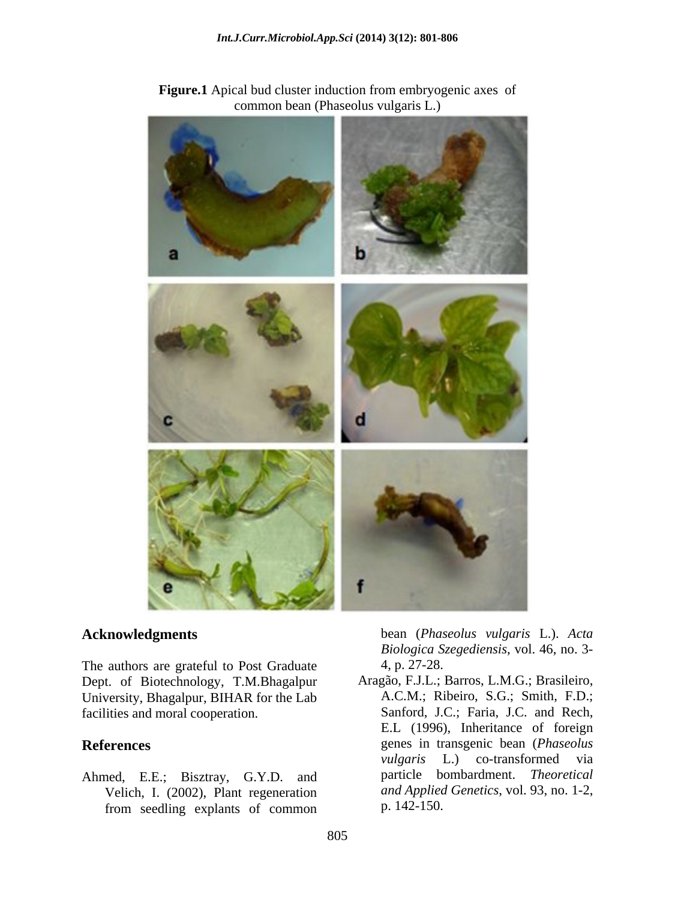**Figure.1** Apical bud cluster induction from embryogenic axes of common bean (Phaseolus vulgaris L.)

## Acknowledgments

The authors are grateful to Post Graduate Dept. of Biotechnology, T.M.Bhagalpur University, Bhagalpur, BIHAR for the Lab facilities and moral cooperation.

## References

Ahmed, E.E.; Bisztray, G.Y.D. and Velich, I. (2002), Plant regeneration from seedling explants of common bean (*Phaseolus vulgaris* L.). *Acta Biologica Szegediensis*, vol. 46, no. 3-4, p. 27-28.

Aragão, F.J.L.; Barros, L.M.G.; Brasileiro, A.C.M.; Ribeiro, S.G.; Smith, F.D.; Sanford, J.C.; Faria, J.C. and Rech, E.L (1996), Inheritance of foreign genes in transgenic bean (*Phaseolus vulgaris* L.) co-transformed via particle bombardment. *Theoretical and Applied Genetics*, vol. 93, no. 1-2, p. 142-150.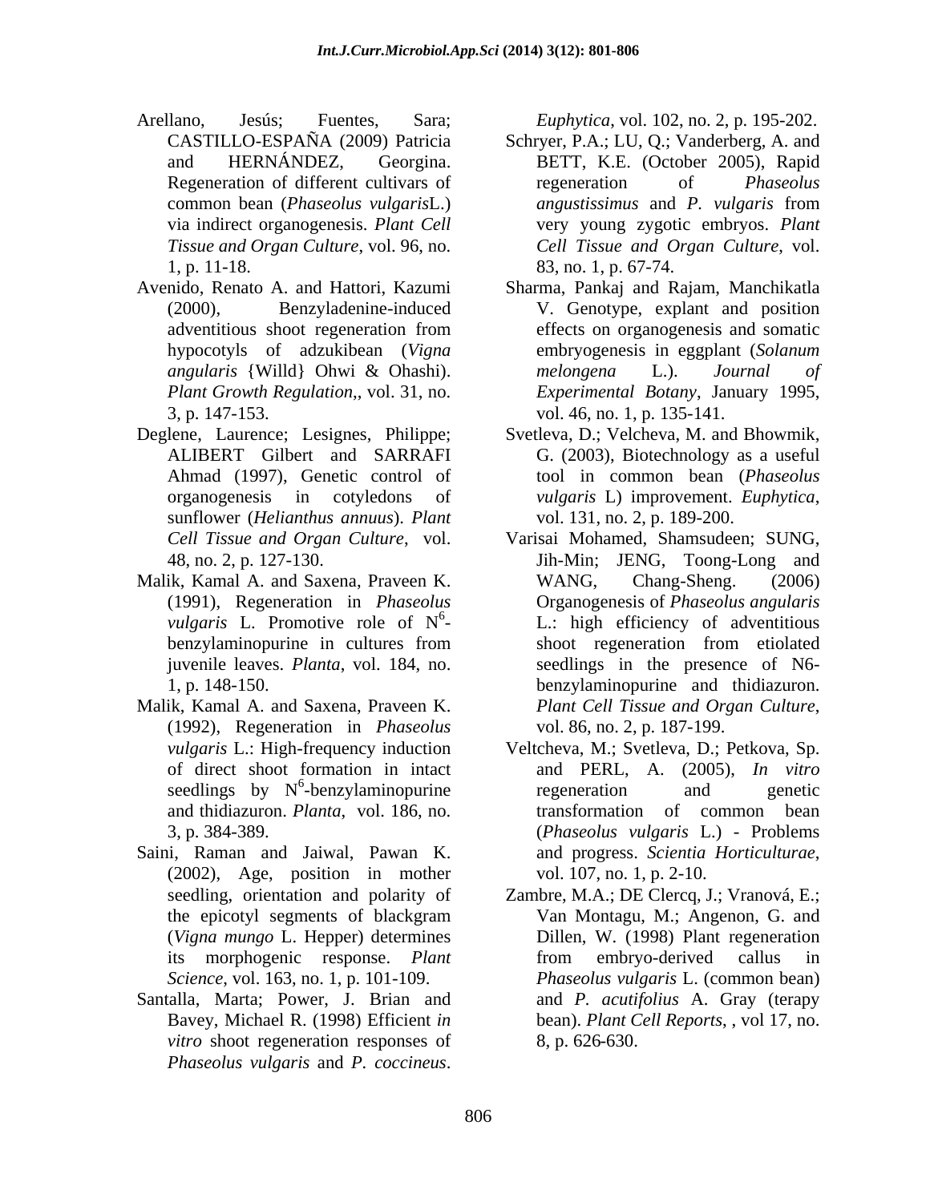Arellano, Jesús; Fuentes, Sara; CASTILLO-ESPAÑA (2009) Patricia and HERNÁNDEZ, Georgina. Regeneration of different cultivars of common bean (*Phaseolus vulgaris*L.) via indirect organogenesis. *Plant Cell Tissue and Organ Culture*, vol. 96, no. 1, p. 11-18.

Avenido, Renato A. and Hattori, Kazumi (2000), Benzyladenine-induced adventitious shoot regeneration from hypocotyls of adzukibean (*Vigna angularis* {Willd} Ohwi & Ohashi). *Plant Growth Regulation*,, vol. 31, no. 3, p. 147-153.

Deglene, Laurence; Lesignes, Philippe; ALIBERT Gilbert and SARRAFI Ahmad (1997), Genetic control of organogenesis in cotyledons of sunflower (*Helianthus annuus*). *Plant Cell Tissue and Organ Culture*, vol. 48, no. 2, p. 127-130.

Malik, Kamal A. and Saxena, Praveen K. (1991), Regeneration in *Phaseolus vulgaris* L. Promotive role of $N^6$-benzylaminopurine in cultures from juvenile leaves. *Planta*, vol. 184, no. 1, p. 148-150.

Malik, Kamal A. and Saxena, Praveen K. (1992), Regeneration in *Phaseolus vulgaris* L.: High-frequency induction of direct shoot formation in intact seedlings by $N^6$-benzylaminopurine and thidiazuron. *Planta*, vol. 186, no. 3, p. 384-389.

Saini, Raman and Jaiwal, Pawan K. (2002), Age, position in mother seedling, orientation and polarity of the epicotyl segments of blackgram (*Vigna mungo* L. Hepper) determines its morphogenic response. *Plant Science*, vol. 163, no. 1, p. 101-109.

Santalla, Marta; Power, J. Brian and Bavey, Michael R. (1998) Efficient *in vitro* shoot regeneration responses of *Phaseolus vulgaris* and *P. coccineus*. *Euphytica*, vol. 102, no. 2, p. 195-202.

Schryer, P.A.; LU, Q.; Vanderberg, A. and BETT, K.E. (October 2005), Rapid regeneration of *Phaseolus angustissimus* and *P. vulgaris* from very young zygotic embryos. *Plant Cell Tissue and Organ Culture*, vol. 83, no. 1, p. 67-74.

Sharma, Pankaj and Rajam, Manchikatla V. Genotype, explant and position effects on organogenesis and somatic embryogenesis in eggplant (*Solanum melongena* L.). *Journal of Experimental Botany*, January 1995, vol. 46, no. 1, p. 135-141.

Svetleva, D.; Velcheva, M. and Bhowmik, G. (2003), Biotechnology as a useful tool in common bean (*Phaseolus vulgaris* L) improvement. *Euphytica*, vol. 131, no. 2, p. 189-200.

Varisai Mohamed, Shamsudeen; SUNG, Jih-Min; JENG, Toong-Long and WANG, Chang-Sheng. (2006) Organogenesis of *Phaseolus angularis* L.: high efficiency of adventitious shoot regeneration from etiolated seedlings in the presence of N6-benzylaminopurine and thidiazuron. *Plant Cell Tissue and Organ Culture*, vol. 86, no. 2, p. 187-199.

Veltcheva, M.; Svetleva, D.; Petkova, Sp. and PERL, A. (2005), *In vitro* regeneration and genetic transformation of common bean (*Phaseolus vulgaris* L.) - Problems and progress. *Scientia Horticulturae*, vol. 107, no. 1, p. 2-10.

Zambre, M.A.; DE Clercq, J.; Vranová, E.; Van Montagu, M.; Angenon, G. and Dillen, W. (1998) Plant regeneration from embryo-derived callus in *Phaseolus vulgaris* L. (common bean) and *P. acutifolius* A. Gray (terapy bean). *Plant Cell Reports*, , vol 17, no. 8, p. 626-630.